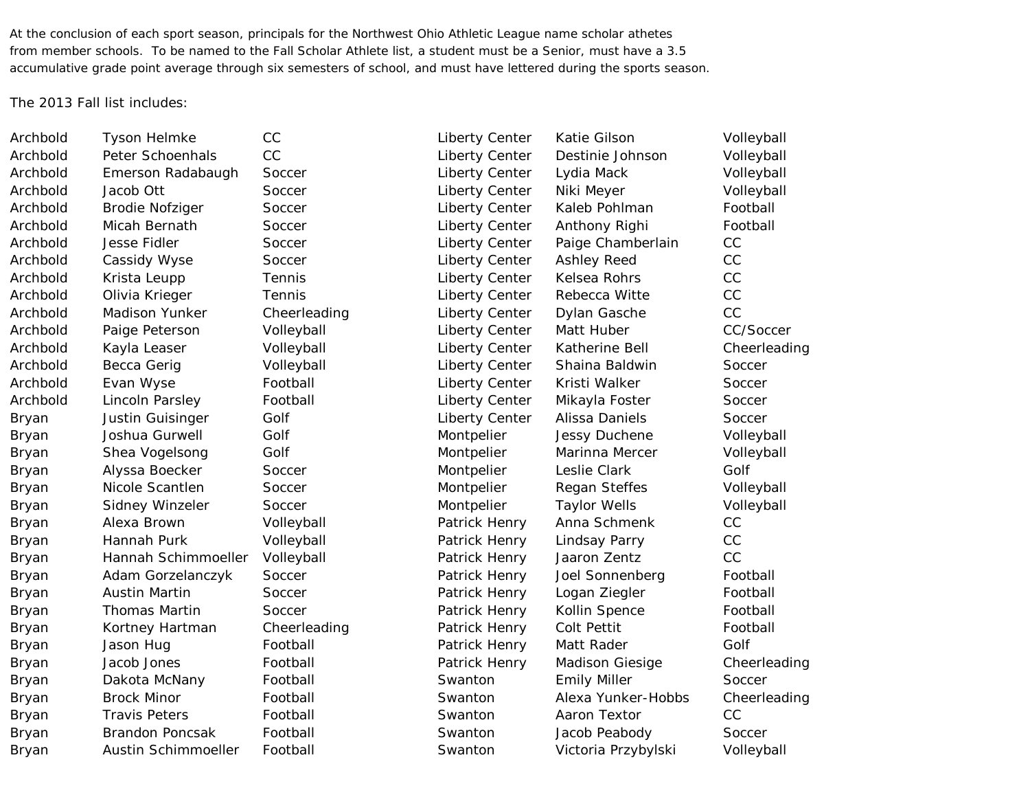At the conclusion of each sport season, principals for the Northwest Ohio Athletic League name scholar athetes from member schools. To be named to the Fall Scholar Athlete list, a student must be a Senior, must have a 3.5 accumulative grade point average through six semesters of school, and must have lettered during the sports season.

The 2013 Fall list includes:

| | | |
|---|---|---|
| Archbold | Tyson Helmke | CC |
| Archbold | Peter Schoenhals | CC |
| Archbold | Emerson Radabaugh | Soccer |
| Archbold | Jacob Ott | Soccer |
| Archbold | Brodie Nofziger | Soccer |
| Archbold | Micah Bernath | Soccer |
| Archbold | Jesse Fidler | Soccer |
| Archbold | Cassidy Wyse | Soccer |
| Archbold | Krista Leupp | Tennis |
| Archbold | Olivia Krieger | Tennis |
| Archbold | Madison Yunker | Cheerleading |
| Archbold | Paige Peterson | Volleyball |
| Archbold | Kayla Leaser | Volleyball |
| Archbold | Becca Gerig | Volleyball |
| Archbold | Evan Wyse | Football |
| Archbold | Lincoln Parsley | Football |
| Bryan | Justin Guisinger | Golf |
| Bryan | Joshua Gurwell | Golf |
| Bryan | Shea Vogelsong | Golf |
| Bryan | Alyssa Boecker | Soccer |
| Bryan | Nicole Scantlen | Soccer |
| Bryan | Sidney Winzeler | Soccer |
| Bryan | Alexa Brown | Volleyball |
| Bryan | Hannah Purk | Volleyball |
| Bryan | Hannah Schimmoeller | Volleyball |
| Bryan | Adam Gorzelanczyk | Soccer |
| Bryan | Austin Martin | Soccer |
| Bryan | Thomas Martin | Soccer |
| Bryan | Kortney Hartman | Cheerleading |
| Bryan | Jason Hug | Football |
| Bryan | Jacob Jones | Football |
| Bryan | Dakota McNany | Football |
| Bryan | Brock Minor | Football |
| Bryan | Travis Peters | Football |
| Bryan | Brandon Poncsak | Football |
| Bryan | Austin Schimmoeller | Football |
| Liberty Center | Katie Gilson | Volleyball |
| Liberty Center | Destinie Johnson | Volleyball |
| Liberty Center | Lydia Mack | Volleyball |
| Liberty Center | Niki Meyer | Volleyball |
| Liberty Center | Kaleb Pohlman | Football |
| Liberty Center | Anthony Righi | Football |
| Liberty Center | Paige Chamberlain | CC |
| Liberty Center | Ashley Reed | CC |
| Liberty Center | Kelsea Rohrs | CC |
| Liberty Center | Rebecca Witte | CC |
| Liberty Center | Dylan Gasche | CC |
| Liberty Center | Matt Huber | CC/Soccer |
| Liberty Center | Katherine Bell | Cheerleading |
| Liberty Center | Shaina Baldwin | Soccer |
| Liberty Center | Kristi Walker | Soccer |
| Liberty Center | Mikayla Foster | Soccer |
| Liberty Center | Alissa Daniels | Soccer |
| Montpelier | Jessy Duchene | Volleyball |
| Montpelier | Marinna Mercer | Volleyball |
| Montpelier | Leslie Clark | Golf |
| Montpelier | Regan Steffes | Volleyball |
| Montpelier | Taylor Wells | Volleyball |
| Patrick Henry | Anna Schmenk | CC |
| Patrick Henry | Lindsay Parry | CC |
| Patrick Henry | Jaaron Zentz | CC |
| Patrick Henry | Joel Sonnenberg | Football |
| Patrick Henry | Logan Ziegler | Football |
| Patrick Henry | Kollin Spence | Football |
| Patrick Henry | Colt Pettit | Football |
| Patrick Henry | Matt Rader | Golf |
| Patrick Henry | Madison Giesige | Cheerleading |
| Swanton | Emily Miller | Soccer |
| Swanton | Alexa Yunker-Hobbs | Cheerleading |
| Swanton | Aaron Textor | CC |
| Swanton | Jacob Peabody | Soccer |
| Swanton | Victoria Przybylski | Volleyball |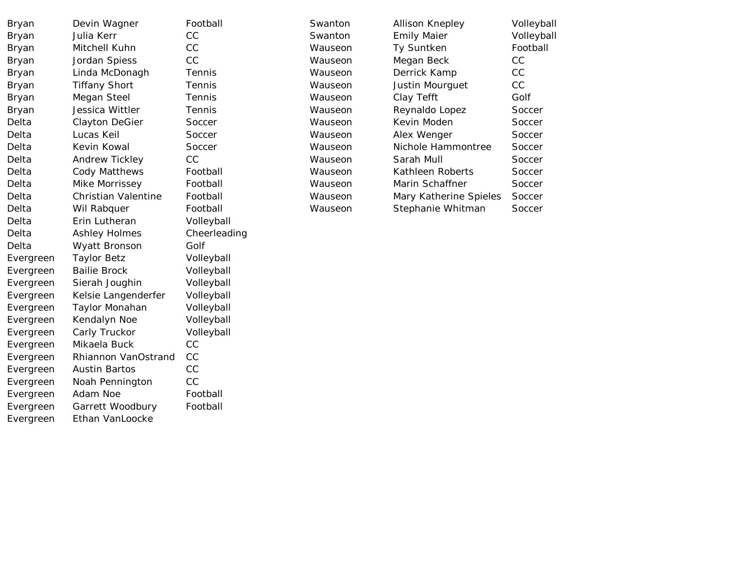| | | |
|---|---|---|
| Bryan | Devin Wagner | Football |
| Bryan | Julia Kerr | CC |
| Bryan | Mitchell Kuhn | CC |
| Bryan | Jordan Spiess | CC |
| Bryan | Linda McDonagh | Tennis |
| Bryan | Tiffany Short | Tennis |
| Bryan | Megan Steel | Tennis |
| Bryan | Jessica Wittler | Tennis |
| Delta | Clayton DeGier | Soccer |
| Delta | Lucas Keil | Soccer |
| Delta | Kevin Kowal | Soccer |
| Delta | Andrew Tickley | CC |
| Delta | Cody Matthews | Football |
| Delta | Mike Morrissey | Football |
| Delta | Christian Valentine | Football |
| Delta | Wil Rabquer | Football |
| Delta | Erin Lutheran | Volleyball |
| Delta | Ashley Holmes | Cheerleading |
| Delta | Wyatt Bronson | Golf |
| Evergreen | Taylor Betz | Volleyball |
| Evergreen | Bailie Brock | Volleyball |
| Evergreen | Sierah Joughin | Volleyball |
| Evergreen | Kelsie Langenderfer | Volleyball |
| Evergreen | Taylor Monahan | Volleyball |
| Evergreen | Kendalyn Noe | Volleyball |
| Evergreen | Carly Truckor | Volleyball |
| Evergreen | Mikaela Buck | CC |
| Evergreen | Rhiannon VanOstrand | CC |
| Evergreen | Austin Bartos | CC |
| Evergreen | Noah Pennington | CC |
| Evergreen | Adam Noe | Football |
| Evergreen | Garrett Woodbury | Football |
| Evergreen | Ethan VanLoocke | |
| Swanton | Allison Knepley | Volleyball |
| Swanton | Emily Maier | Volleyball |
| Wauseon | Ty Suntken | Football |
| Wauseon | Megan Beck | CC |
| Wauseon | Derrick Kamp | CC |
| Wauseon | Justin Mourguet | CC |
| Wauseon | Clay Tefft | Golf |
| Wauseon | Reynaldo Lopez | Soccer |
| Wauseon | Kevin Moden | Soccer |
| Wauseon | Alex Wenger | Soccer |
| Wauseon | Nichole Hammontree | Soccer |
| Wauseon | Sarah Mull | Soccer |
| Wauseon | Kathleen Roberts | Soccer |
| Wauseon | Marin Schaffner | Soccer |
| Wauseon | Mary Katherine Spieles | Soccer |
| Wauseon | Stephanie Whitman | Soccer |